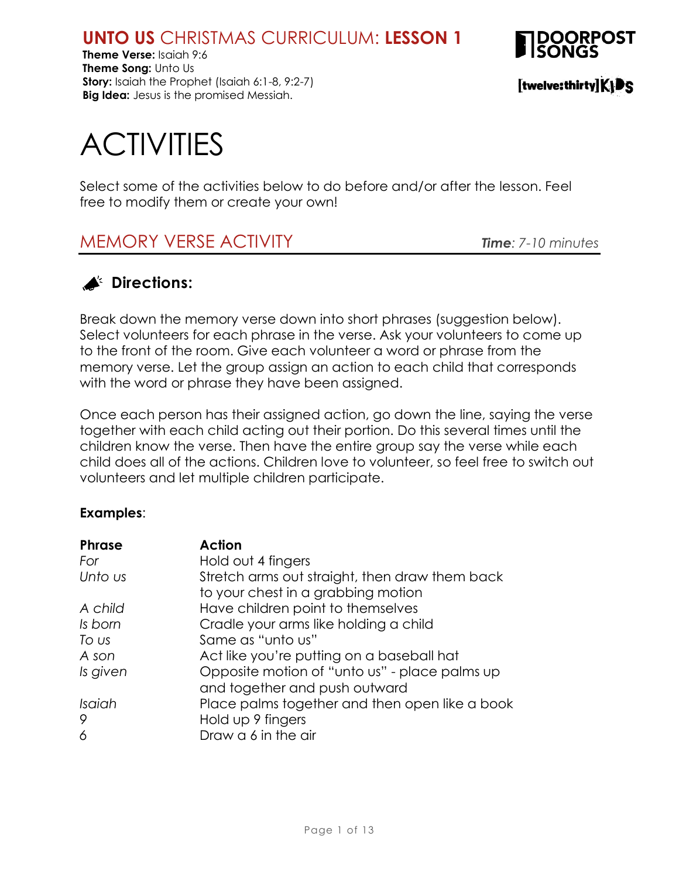# UNTO US CHRISTMAS CURRICULUM: LESSON 1

**Theme Verse:** Isaiah 9:6
**Theme Song:** Unto Us
**Story:** Isaiah the Prophet (Isaiah 6:1-8, 9:2-7)
**Big Idea:** Jesus is the promised Messiah.

DOORPOST SONGS

[twelve:thirty]KIDS

# ACTIVITIES

Select some of the activities below to do before and/or after the lesson. Feel free to modify them or create your own!

## MEMORY VERSE ACTIVITY

***Time**: 7-10 minutes*

### Directions:

Break down the memory verse down into short phrases (suggestion below). Select volunteers for each phrase in the verse. Ask your volunteers to come up to the front of the room. Give each volunteer a word or phrase from the memory verse. Let the group assign an action to each child that corresponds with the word or phrase they have been assigned.

Once each person has their assigned action, go down the line, saying the verse together with each child acting out their portion. Do this several times until the children know the verse. Then have the entire group say the verse while each child does all of the actions. Children love to volunteer, so feel free to switch out volunteers and let multiple children participate.

**Examples**:

| Phrase | Action |
|---|---|
| *For* | Hold out 4 fingers |
| *Unto us* | Stretch arms out straight, then draw them back to your chest in a grabbing motion |
| *A child* | Have children point to themselves |
| *Is born* | Cradle your arms like holding a child |
| *To us* | Same as "unto us" |
| *A son* | Act like you're putting on a baseball hat |
| *Is given* | Opposite motion of "unto us" - place palms up and together and push outward |
| *Isaiah* | Place palms together and then open like a book |
| *9* | Hold up 9 fingers |
| *6* | Draw a 6 in the air |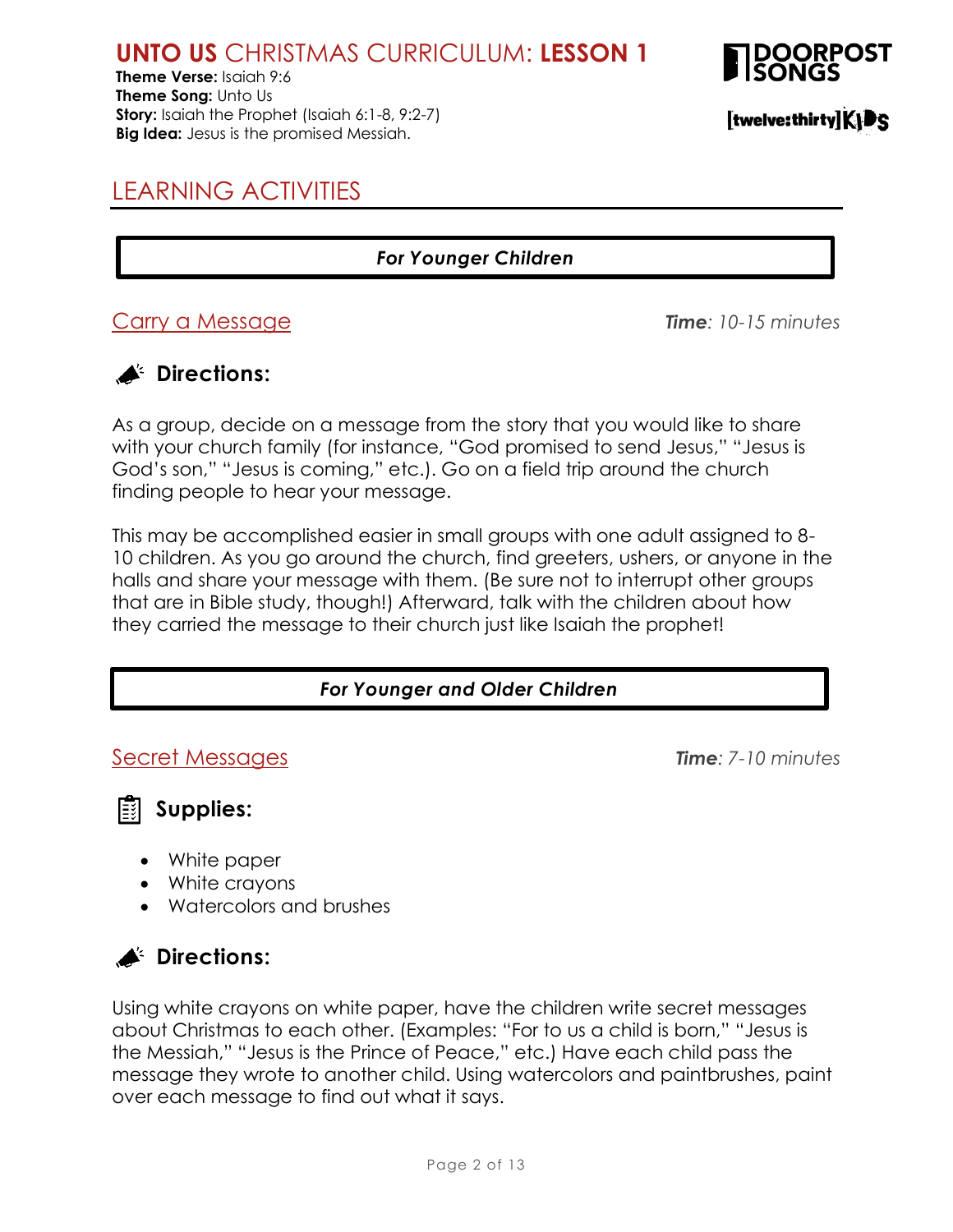# UNTO US CHRISTMAS CURRICULUM: LESSON 1

**Theme Verse:** Isaiah 9:6
**Theme Song:** Unto Us
**Story:** Isaiah the Prophet (Isaiah 6:1-8, 9:2-7)
**Big Idea:** Jesus is the promised Messiah.

DOORPOST SONGS

[twelve:thirty]KIDS

## LEARNING ACTIVITIES

***For Younger Children***

### Carry a Message

***Time**: 10-15 minutes*

#### Directions:

As a group, decide on a message from the story that you would like to share with your church family (for instance, "God promised to send Jesus," "Jesus is God's son," "Jesus is coming," etc.). Go on a field trip around the church finding people to hear your message.

This may be accomplished easier in small groups with one adult assigned to 8-10 children. As you go around the church, find greeters, ushers, or anyone in the halls and share your message with them. (Be sure not to interrupt other groups that are in Bible study, though!) Afterward, talk with the children about how they carried the message to their church just like Isaiah the prophet!

***For Younger and Older Children***

### Secret Messages

***Time**: 7-10 minutes*

#### Supplies:

- White paper
- White crayons
- Watercolors and brushes

#### Directions:

Using white crayons on white paper, have the children write secret messages about Christmas to each other. (Examples: "For to us a child is born," "Jesus is the Messiah," "Jesus is the Prince of Peace," etc.) Have each child pass the message they wrote to another child. Using watercolors and paintbrushes, paint over each message to find out what it says.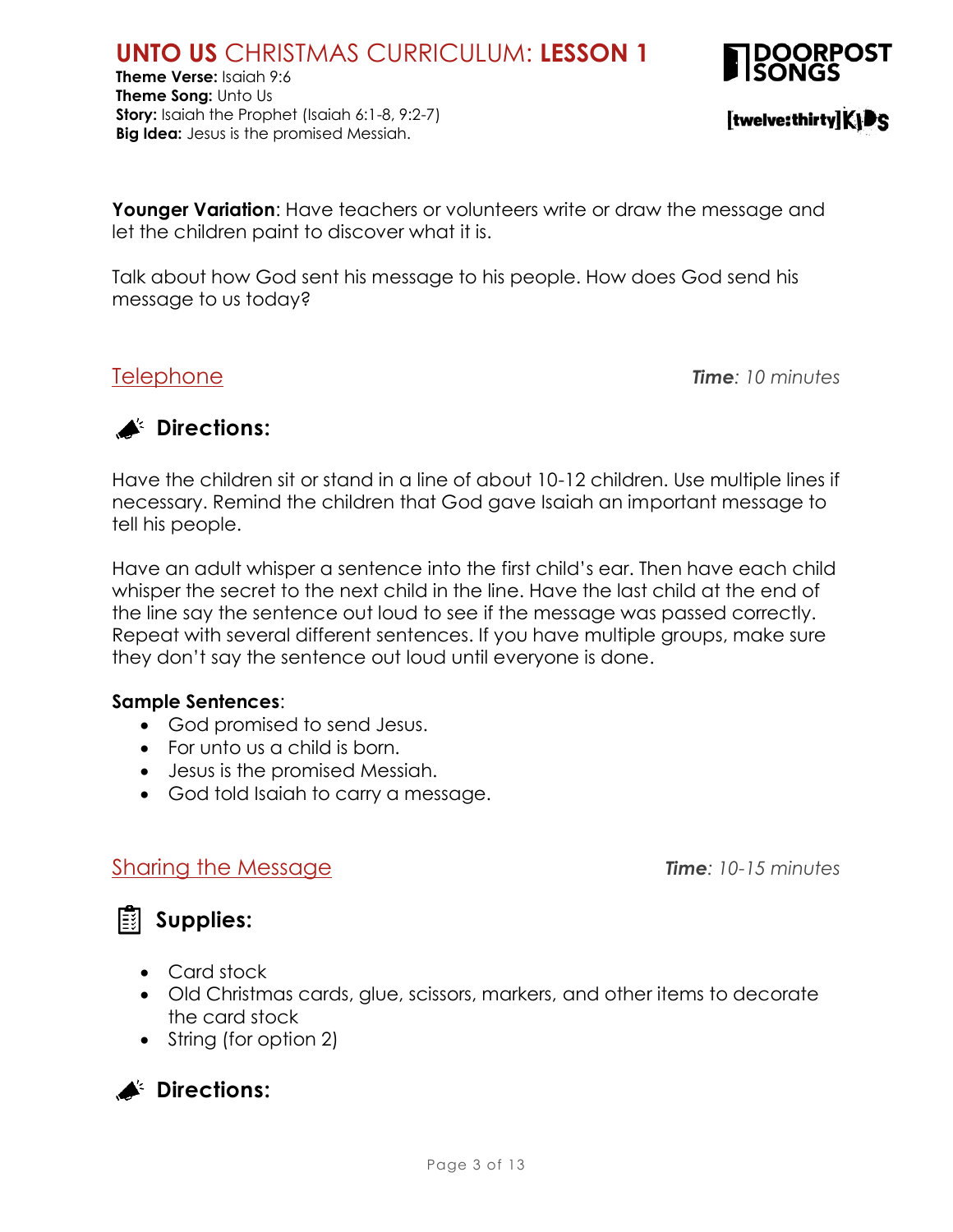**Younger Variation**: Have teachers or volunteers write or draw the message and let the children paint to discover what it is.

Talk about how God sent his message to his people. How does God send his message to us today?

## Telephone

***Time**: 10 minutes*

### Directions:

Have the children sit or stand in a line of about 10-12 children. Use multiple lines if necessary. Remind the children that God gave Isaiah an important message to tell his people.

Have an adult whisper a sentence into the first child's ear. Then have each child whisper the secret to the next child in the line. Have the last child at the end of the line say the sentence out loud to see if the message was passed correctly. Repeat with several different sentences. If you have multiple groups, make sure they don't say the sentence out loud until everyone is done.

**Sample Sentences**:

- God promised to send Jesus.
- For unto us a child is born.
- Jesus is the promised Messiah.
- God told Isaiah to carry a message.

## Sharing the Message

***Time**: 10-15 minutes*

### Supplies:

- Card stock
- Old Christmas cards, glue, scissors, markers, and other items to decorate the card stock
- String (for option 2)

### Directions: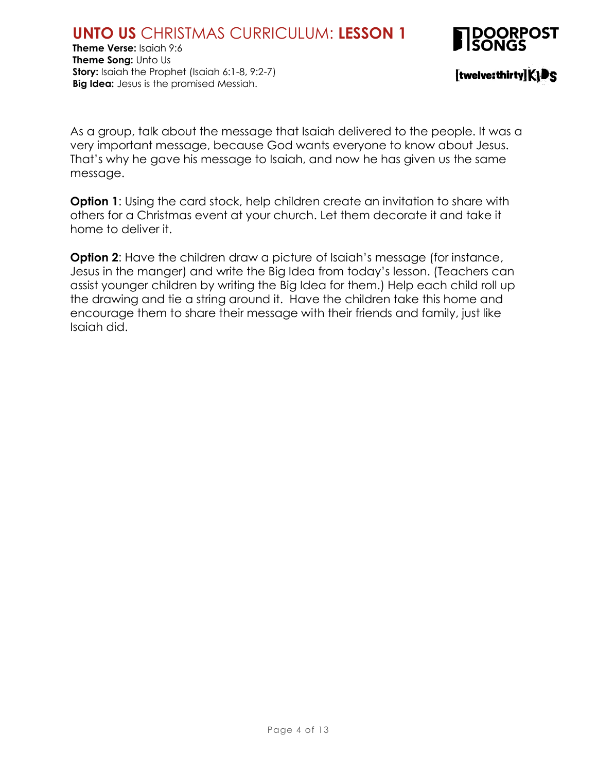As a group, talk about the message that Isaiah delivered to the people. It was a very important message, because God wants everyone to know about Jesus. That's why he gave his message to Isaiah, and now he has given us the same message.

**Option 1**: Using the card stock, help children create an invitation to share with others for a Christmas event at your church. Let them decorate it and take it home to deliver it.

**Option 2**: Have the children draw a picture of Isaiah's message (for instance, Jesus in the manger) and write the Big Idea from today's lesson. (Teachers can assist younger children by writing the Big Idea for them.) Help each child roll up the drawing and tie a string around it. Have the children take this home and encourage them to share their message with their friends and family, just like Isaiah did.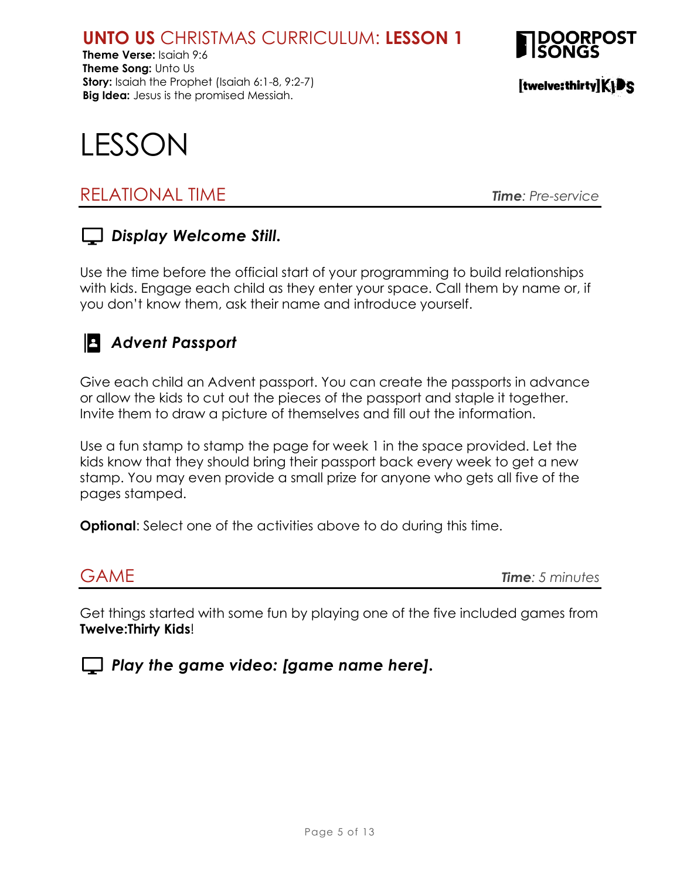# UNTO US CHRISTMAS CURRICULUM: LESSON 1

**Theme Verse:** Isaiah 9:6
**Theme Song:** Unto Us
**Story:** Isaiah the Prophet (Isaiah 6:1-8, 9:2-7)
**Big Idea:** Jesus is the promised Messiah.

# LESSON

## RELATIONAL TIME

***Time**: Pre-service*

### *Display Welcome Still.*

Use the time before the official start of your programming to build relationships with kids. Engage each child as they enter your space. Call them by name or, if you don't know them, ask their name and introduce yourself.

### *Advent Passport*

Give each child an Advent passport. You can create the passports in advance or allow the kids to cut out the pieces of the passport and staple it together. Invite them to draw a picture of themselves and fill out the information.

Use a fun stamp to stamp the page for week 1 in the space provided. Let the kids know that they should bring their passport back every week to get a new stamp. You may even provide a small prize for anyone who gets all five of the pages stamped.

**Optional**: Select one of the activities above to do during this time.

## GAME

***Time**: 5 minutes*

Get things started with some fun by playing one of the five included games from **Twelve:Thirty Kids**!

### *Play the game video: [game name here].*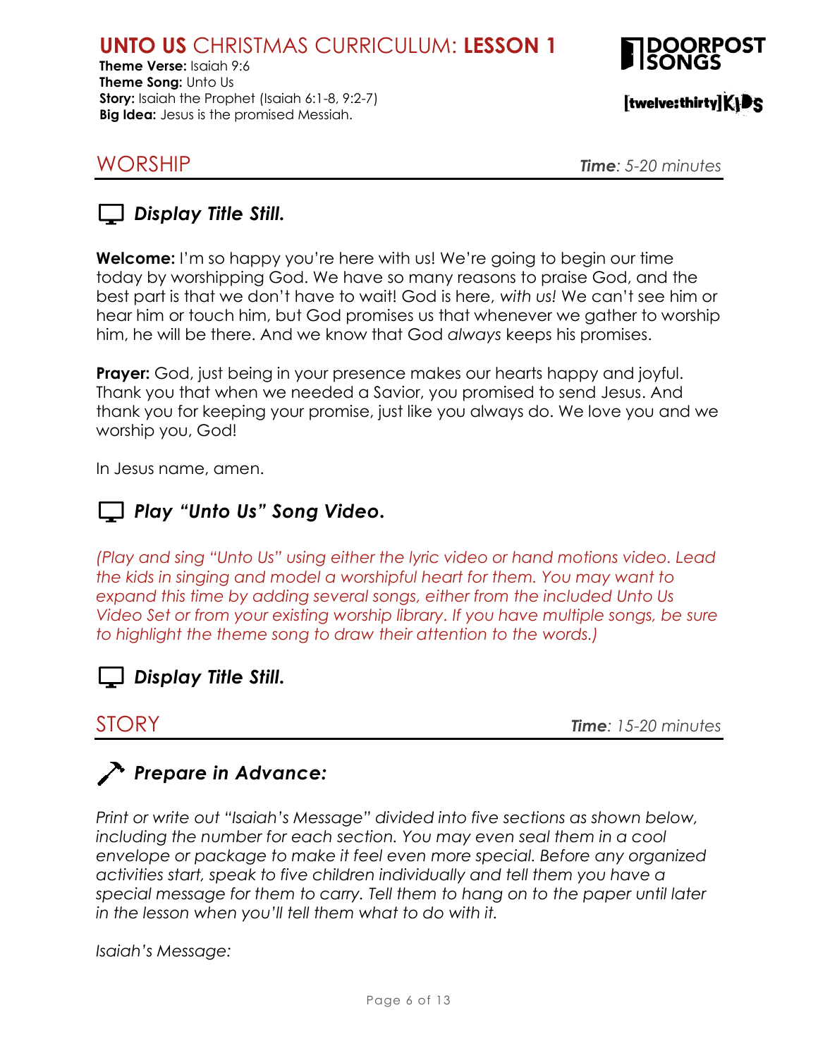# UNTO US CHRISTMAS CURRICULUM: LESSON 1

**Theme Verse:** Isaiah 9:6
**Theme Song:** Unto Us
**Story:** Isaiah the Prophet (Isaiah 6:1-8, 9:2-7)
**Big Idea:** Jesus is the promised Messiah.

## WORSHIP

***Time**: 5-20 minutes*

### *Display Title Still.*

**Welcome:** I'm so happy you're here with us! We're going to begin our time today by worshipping God. We have so many reasons to praise God, and the best part is that we don't have to wait! God is here, *with us!* We can't see him or hear him or touch him, but God promises us that whenever we gather to worship him, he will be there. And we know that God *always* keeps his promises.

**Prayer:** God, just being in your presence makes our hearts happy and joyful. Thank you that when we needed a Savior, you promised to send Jesus. And thank you for keeping your promise, just like you always do. We love you and we worship you, God!

In Jesus name, amen.

### *Play "Unto Us" Song Video.*

*(Play and sing "Unto Us" using either the lyric video or hand motions video. Lead the kids in singing and model a worshipful heart for them. You may want to expand this time by adding several songs, either from the included Unto Us Video Set or from your existing worship library. If you have multiple songs, be sure to highlight the theme song to draw their attention to the words.)*

### *Display Title Still.*

## STORY

***Time**: 15-20 minutes*

### *Prepare in Advance:*

*Print or write out "Isaiah's Message" divided into five sections as shown below, including the number for each section. You may even seal them in a cool envelope or package to make it feel even more special. Before any organized activities start, speak to five children individually and tell them you have a special message for them to carry. Tell them to hang on to the paper until later in the lesson when you'll tell them what to do with it.*

*Isaiah's Message:*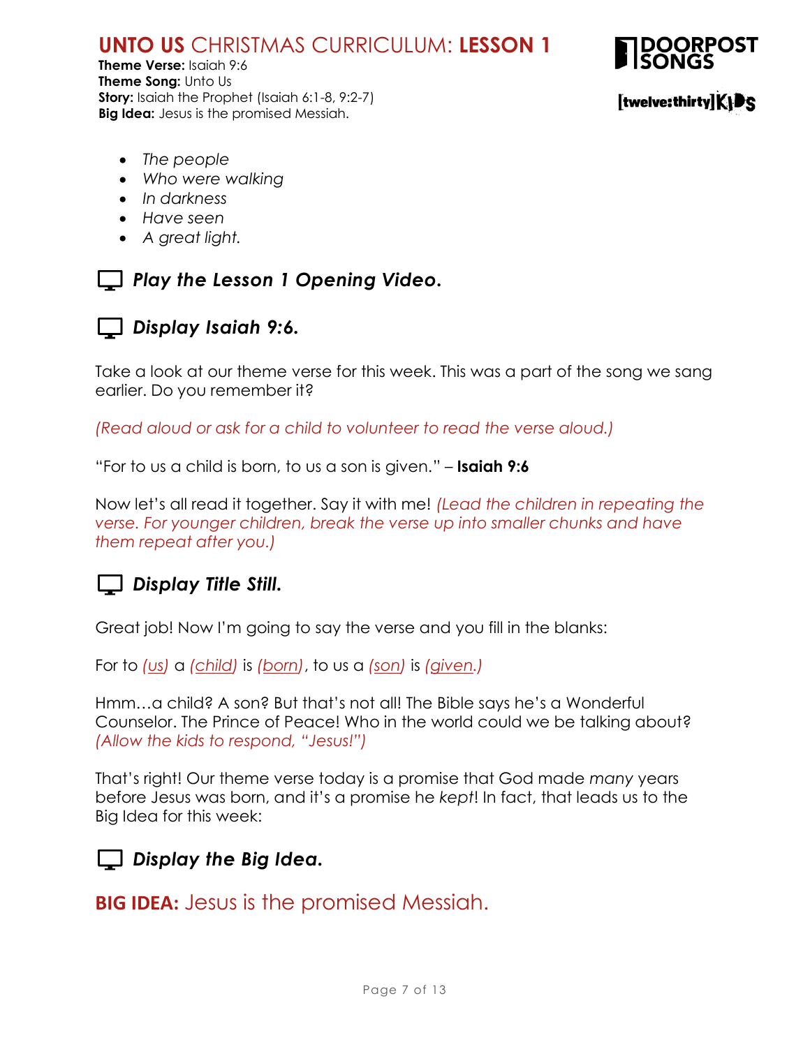- *The people*
- *Who were walking*
- *In darkness*
- *Have seen*
- *A great light.*

### ***Play the Lesson 1 Opening Video.***

### ***Display Isaiah 9:6.***

Take a look at our theme verse for this week. This was a part of the song we sang earlier. Do you remember it?

*(Read aloud or ask for a child to volunteer to read the verse aloud.)*

"For to us a child is born, to us a son is given." – **Isaiah 9:6**

Now let's all read it together. Say it with me! *(Lead the children in repeating the verse. For younger children, break the verse up into smaller chunks and have them repeat after you.)*

### ***Display Title Still.***

Great job! Now I'm going to say the verse and you fill in the blanks:

For to *(us)* a *(child)* is *(born)*, to us a *(son)* is *(given.)*

Hmm…a child? A son? But that's not all! The Bible says he's a Wonderful Counselor. The Prince of Peace! Who in the world could we be talking about? *(Allow the kids to respond, "Jesus!")*

That's right! Our theme verse today is a promise that God made *many* years before Jesus was born, and it's a promise he *kept*! In fact, that leads us to the Big Idea for this week:

### ***Display the Big Idea.***

## **BIG IDEA:** Jesus is the promised Messiah.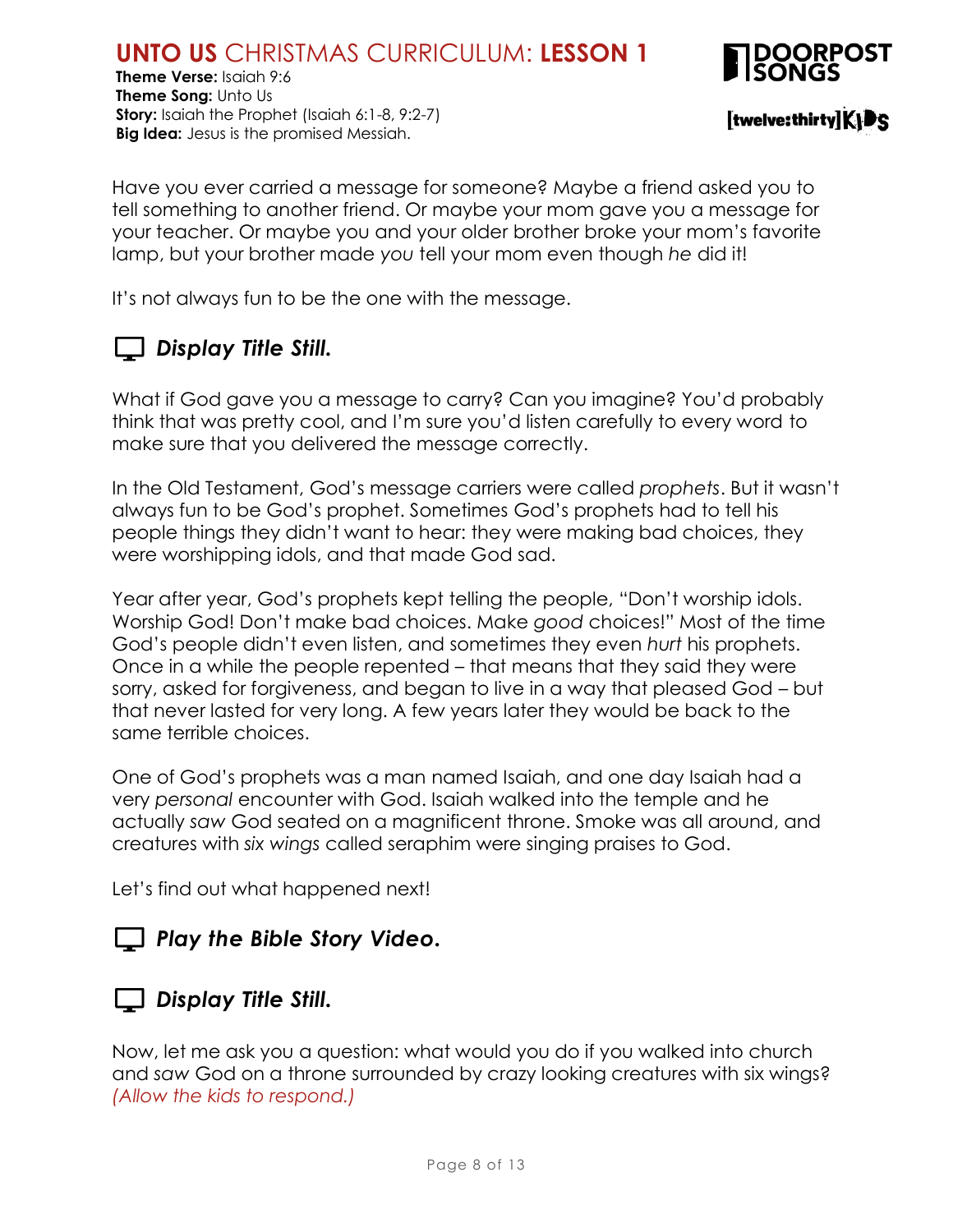# UNTO US CHRISTMAS CURRICULUM: LESSON 1

**Theme Verse:** Isaiah 9:6
**Theme Song:** Unto Us
**Story:** Isaiah the Prophet (Isaiah 6:1-8, 9:2-7)
**Big Idea:** Jesus is the promised Messiah.

Have you ever carried a message for someone? Maybe a friend asked you to tell something to another friend. Or maybe your mom gave you a message for your teacher. Or maybe you and your older brother broke your mom's favorite lamp, but your brother made *you* tell your mom even though *he* did it!

It's not always fun to be the one with the message.

***Display Title Still.***

What if God gave you a message to carry? Can you imagine? You'd probably think that was pretty cool, and I'm sure you'd listen carefully to every word to make sure that you delivered the message correctly.

In the Old Testament, God's message carriers were called *prophets*. But it wasn't always fun to be God's prophet. Sometimes God's prophets had to tell his people things they didn't want to hear: they were making bad choices, they were worshipping idols, and that made God sad.

Year after year, God's prophets kept telling the people, "Don't worship idols. Worship God! Don't make bad choices. Make *good* choices!" Most of the time God's people didn't even listen, and sometimes they even *hurt* his prophets. Once in a while the people repented – that means that they said they were sorry, asked for forgiveness, and began to live in a way that pleased God – but that never lasted for very long. A few years later they would be back to the same terrible choices.

One of God's prophets was a man named Isaiah, and one day Isaiah had a very *personal* encounter with God. Isaiah walked into the temple and he actually *saw* God seated on a magnificent throne. Smoke was all around, and creatures with *six wings* called seraphim were singing praises to God.

Let's find out what happened next!

***Play the Bible Story Video.***

***Display Title Still.***

Now, let me ask you a question: what would you do if you walked into church and *saw* God on a throne surrounded by crazy looking creatures with six wings? *(Allow the kids to respond.)*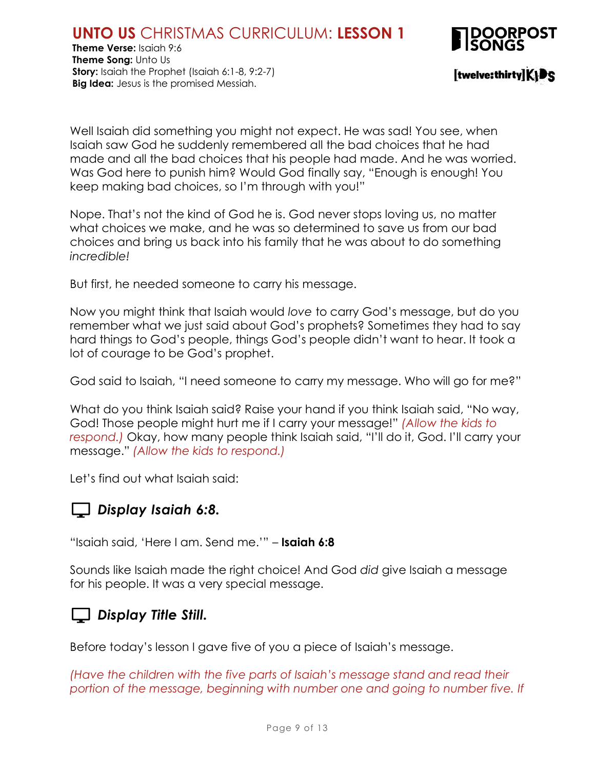Well Isaiah did something you might not expect. He was sad! You see, when Isaiah saw God he suddenly remembered all the bad choices that he had made and all the bad choices that his people had made. And he was worried. Was God here to punish him? Would God finally say, "Enough is enough! You keep making bad choices, so I'm through with you!"

Nope. That's not the kind of God he is. God never stops loving us, no matter what choices we make, and he was so determined to save us from our bad choices and bring us back into his family that he was about to do something *incredible!*

But first, he needed someone to carry his message.

Now you might think that Isaiah would *love* to carry God's message, but do you remember what we just said about God's prophets? Sometimes they had to say hard things to God's people, things God's people didn't want to hear. It took a lot of courage to be God's prophet.

God said to Isaiah, "I need someone to carry my message. Who will go for me?"

What do you think Isaiah said? Raise your hand if you think Isaiah said, "No way, God! Those people might hurt me if I carry your message!" *(Allow the kids to respond.)* Okay, how many people think Isaiah said, "I'll do it, God. I'll carry your message." *(Allow the kids to respond.)*

Let's find out what Isaiah said:

### *Display Isaiah 6:8.*

"Isaiah said, 'Here I am. Send me.'" – **Isaiah 6:8**

Sounds like Isaiah made the right choice! And God *did* give Isaiah a message for his people. It was a very special message.

### *Display Title Still.*

Before today's lesson I gave five of you a piece of Isaiah's message.

*(Have the children with the five parts of Isaiah's message stand and read their portion of the message, beginning with number one and going to number five. If*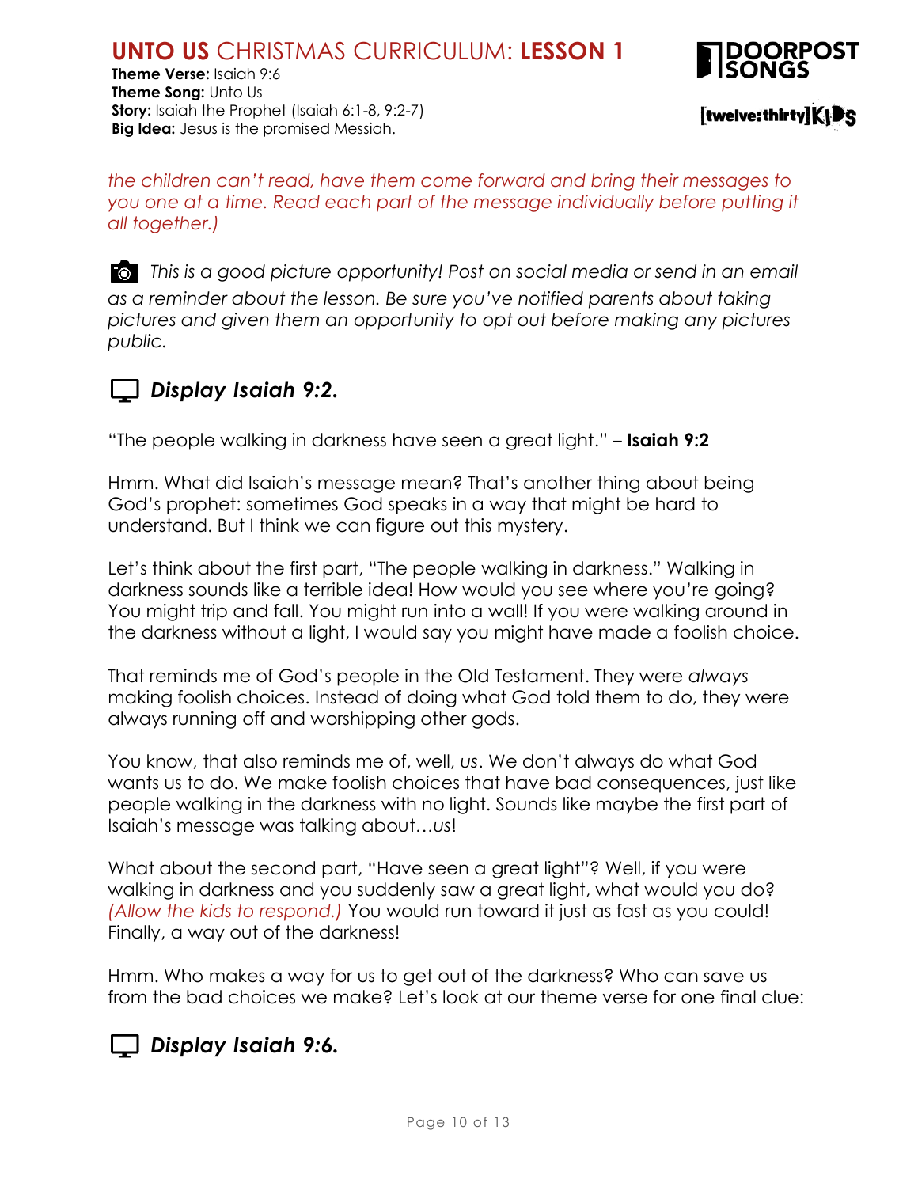*the children can't read, have them come forward and bring their messages to you one at a time. Read each part of the message individually before putting it all together.)*

*This is a good picture opportunity! Post on social media or send in an email as a reminder about the lesson. Be sure you've notified parents about taking pictures and given them an opportunity to opt out before making any pictures public.*

### *Display Isaiah 9:2.*

"The people walking in darkness have seen a great light." – **Isaiah 9:2**

Hmm. What did Isaiah's message mean? That's another thing about being God's prophet: sometimes God speaks in a way that might be hard to understand. But I think we can figure out this mystery.

Let's think about the first part, "The people walking in darkness." Walking in darkness sounds like a terrible idea! How would you see where you're going? You might trip and fall. You might run into a wall! If you were walking around in the darkness without a light, I would say you might have made a foolish choice.

That reminds me of God's people in the Old Testament. They were *always* making foolish choices. Instead of doing what God told them to do, they were always running off and worshipping other gods.

You know, that also reminds me of, well, *us*. We don't always do what God wants us to do. We make foolish choices that have bad consequences, just like people walking in the darkness with no light. Sounds like maybe the first part of Isaiah's message was talking about…*us*!

What about the second part, "Have seen a great light"? Well, if you were walking in darkness and you suddenly saw a great light, what would you do? *(Allow the kids to respond.)* You would run toward it just as fast as you could! Finally, a way out of the darkness!

Hmm. Who makes a way for us to get out of the darkness? Who can save us from the bad choices we make? Let's look at our theme verse for one final clue:

### *Display Isaiah 9:6.*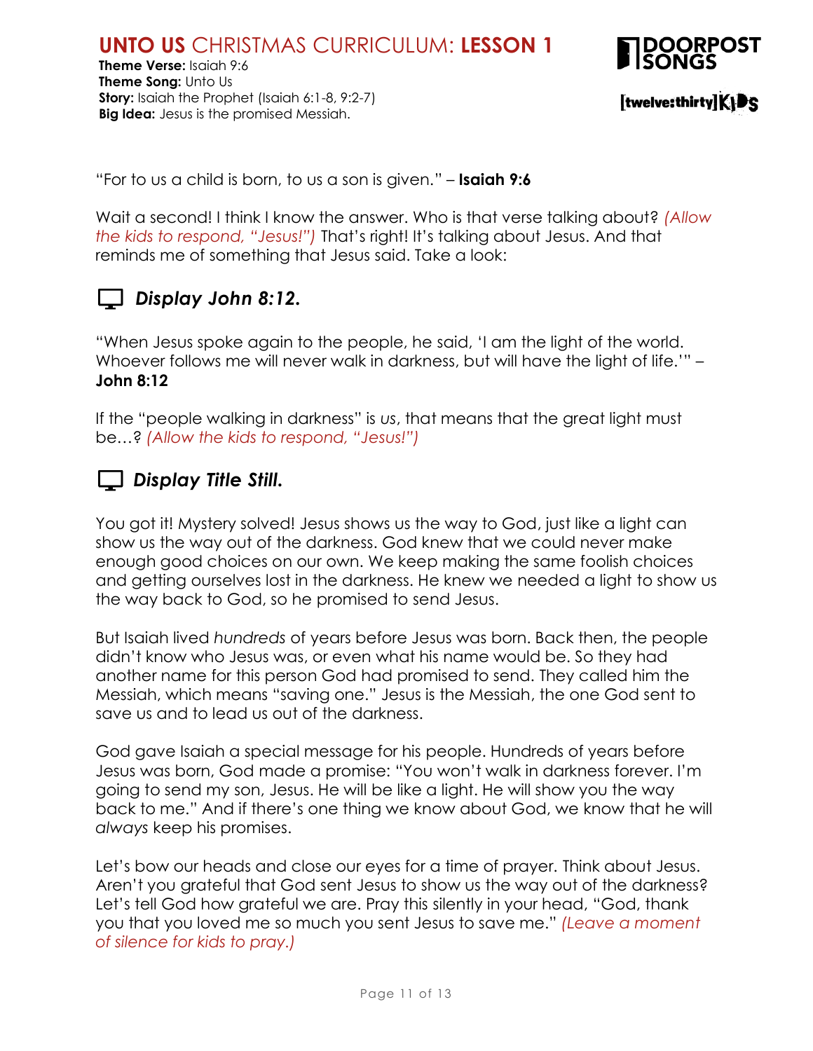“For to us a child is born, to us a son is given.” – **Isaiah 9:6**

Wait a second! I think I know the answer. Who is that verse talking about? *(Allow the kids to respond, “Jesus!”)* That’s right! It’s talking about Jesus. And that reminds me of something that Jesus said. Take a look:

### ***Display John 8:12.***

“When Jesus spoke again to the people, he said, ‘I am the light of the world. Whoever follows me will never walk in darkness, but will have the light of life.’” – **John 8:12**

If the “people walking in darkness” is *us*, that means that the great light must be…? *(Allow the kids to respond, “Jesus!”)*

### ***Display Title Still.***

You got it! Mystery solved! Jesus shows us the way to God, just like a light can show us the way out of the darkness. God knew that we could never make enough good choices on our own. We keep making the same foolish choices and getting ourselves lost in the darkness. He knew we needed a light to show us the way back to God, so he promised to send Jesus.

But Isaiah lived *hundreds* of years before Jesus was born. Back then, the people didn’t know who Jesus was, or even what his name would be. So they had another name for this person God had promised to send. They called him the Messiah, which means “saving one.” Jesus is the Messiah, the one God sent to save us and to lead us out of the darkness.

God gave Isaiah a special message for his people. Hundreds of years before Jesus was born, God made a promise: “You won’t walk in darkness forever. I’m going to send my son, Jesus. He will be like a light. He will show you the way back to me.” And if there’s one thing we know about God, we know that he will *always* keep his promises.

Let’s bow our heads and close our eyes for a time of prayer. Think about Jesus. Aren’t you grateful that God sent Jesus to show us the way out of the darkness? Let’s tell God how grateful we are. Pray this silently in your head, “God, thank you that you loved me so much you sent Jesus to save me.” *(Leave a moment of silence for kids to pray.)*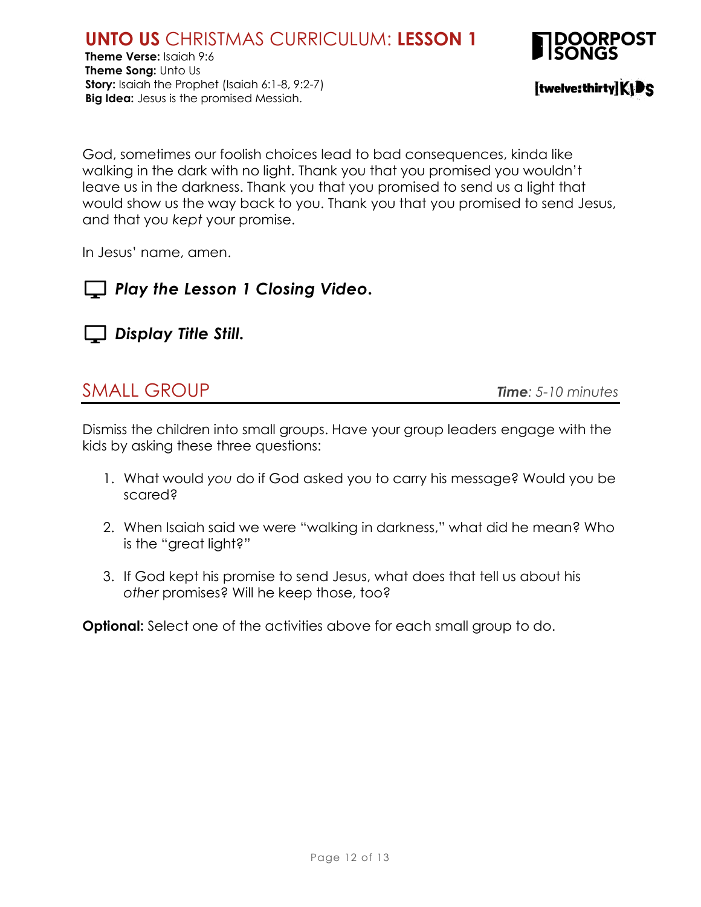God, sometimes our foolish choices lead to bad consequences, kinda like walking in the dark with no light. Thank you that you promised you wouldn't leave us in the darkness. Thank you that you promised to send us a light that would show us the way back to you. Thank you that you promised to send Jesus, and that you *kept* your promise.

In Jesus' name, amen.

***Play the Lesson 1 Closing Video.***

***Display Title Still.***

## SMALL GROUP

***Time**: 5-10 minutes*

Dismiss the children into small groups. Have your group leaders engage with the kids by asking these three questions:

1. What would *you* do if God asked you to carry his message? Would you be scared?
2. When Isaiah said we were "walking in darkness," what did he mean? Who is the "great light?"
3. If God kept his promise to send Jesus, what does that tell us about his *other* promises? Will he keep those, too?

**Optional:** Select one of the activities above for each small group to do.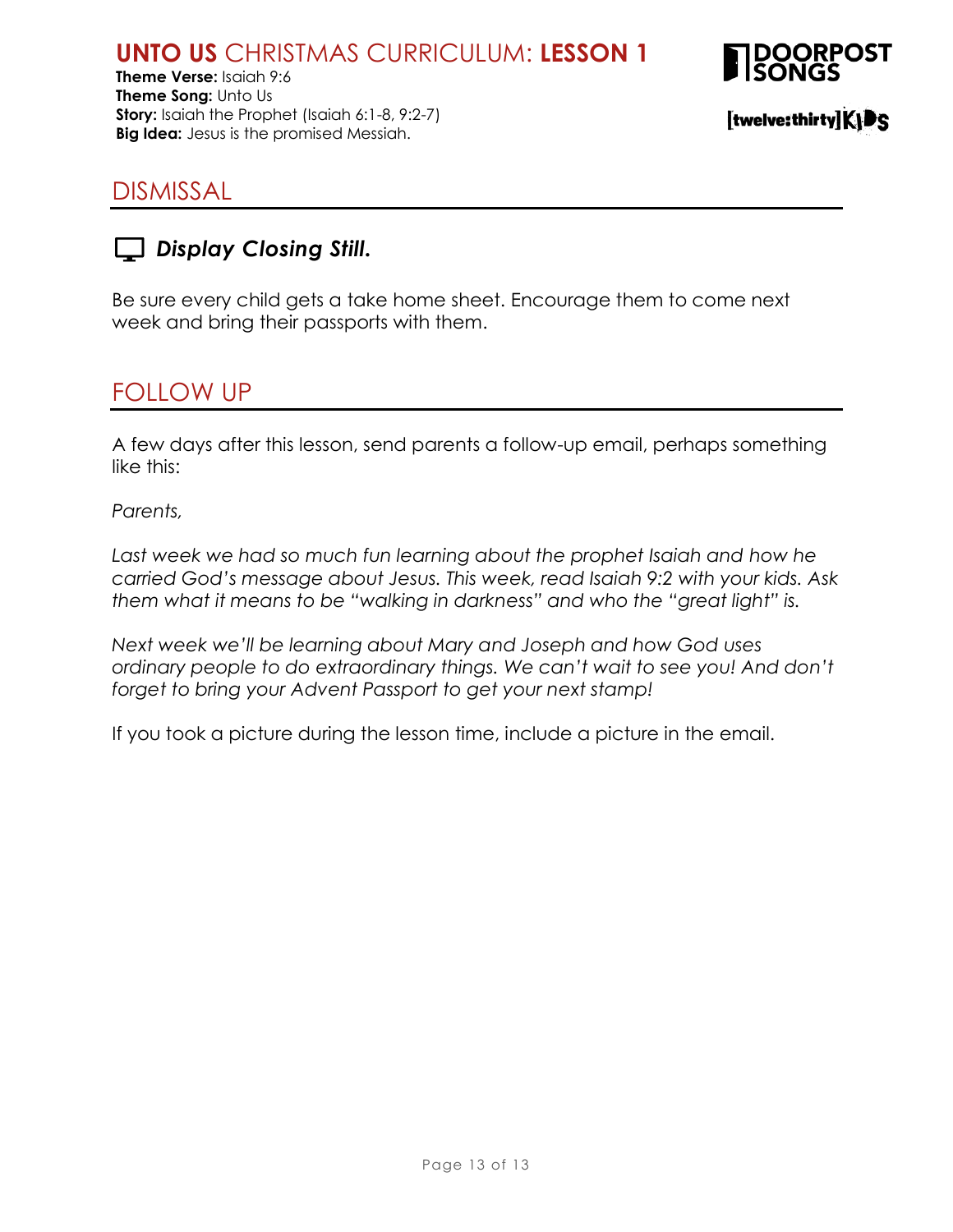# UNTO US CHRISTMAS CURRICULUM: LESSON 1

**Theme Verse:** Isaiah 9:6
**Theme Song:** Unto Us
**Story:** Isaiah the Prophet (Isaiah 6:1-8, 9:2-7)
**Big Idea:** Jesus is the promised Messiah.

## DISMISSAL

***Display Closing Still.***

Be sure every child gets a take home sheet. Encourage them to come next week and bring their passports with them.

## FOLLOW UP

A few days after this lesson, send parents a follow-up email, perhaps something like this:

*Parents,*

*Last week we had so much fun learning about the prophet Isaiah and how he carried God's message about Jesus. This week, read Isaiah 9:2 with your kids. Ask them what it means to be "walking in darkness" and who the "great light" is.*

*Next week we'll be learning about Mary and Joseph and how God uses ordinary people to do extraordinary things. We can't wait to see you! And don't forget to bring your Advent Passport to get your next stamp!*

If you took a picture during the lesson time, include a picture in the email.